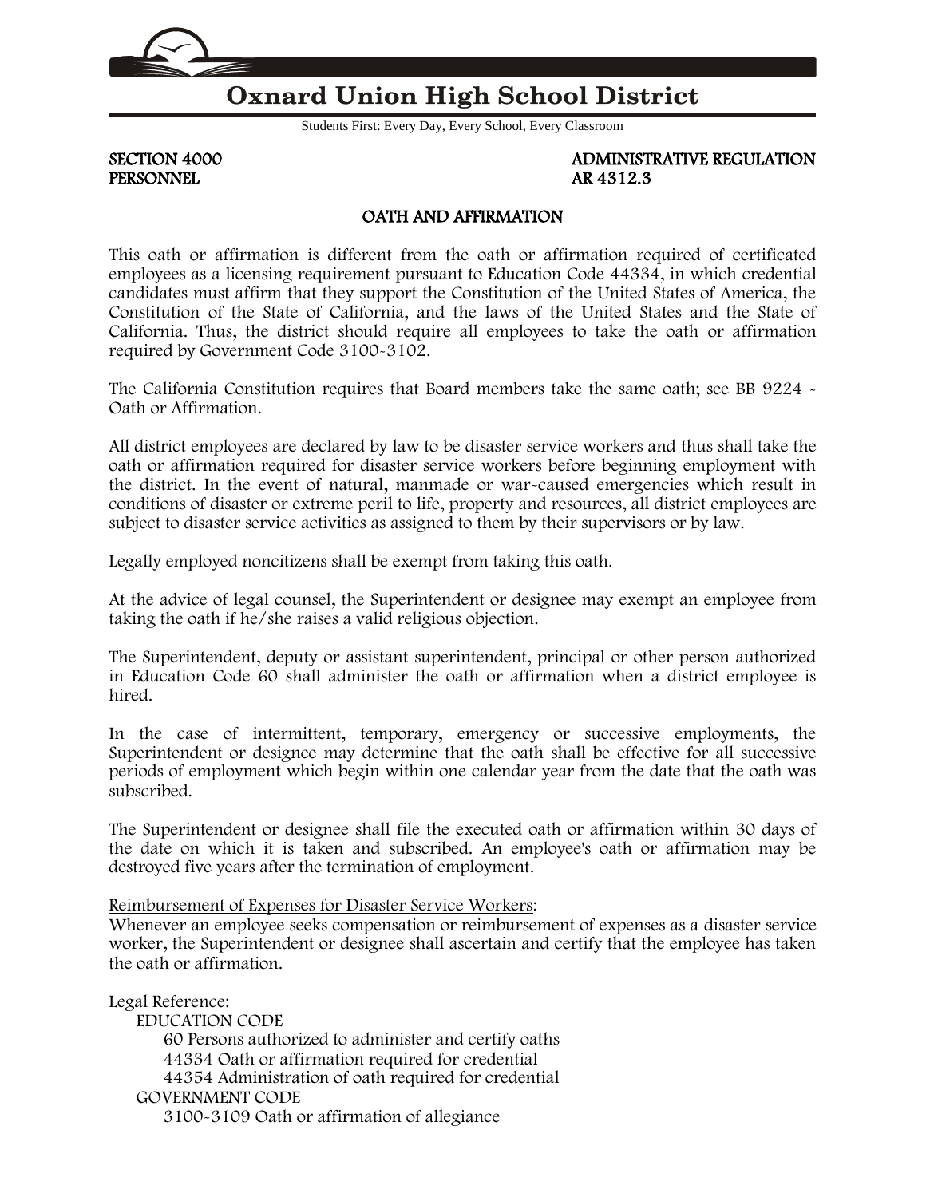# Oxnard Union High School District

Students First: Every Day, Every School, Every Classroom

SECTION 4000 — ADMINISTRATIVE REGULATION
PERSONNEL — AR 4312.3

## OATH AND AFFIRMATION

This oath or affirmation is different from the oath or affirmation required of certificated employees as a licensing requirement pursuant to Education Code 44334, in which credential candidates must affirm that they support the Constitution of the United States of America, the Constitution of the State of California, and the laws of the United States and the State of California. Thus, the district should require all employees to take the oath or affirmation required by Government Code 3100-3102.

The California Constitution requires that Board members take the same oath; see BB 9224 - Oath or Affirmation.

All district employees are declared by law to be disaster service workers and thus shall take the oath or affirmation required for disaster service workers before beginning employment with the district. In the event of natural, manmade or war-caused emergencies which result in conditions of disaster or extreme peril to life, property and resources, all district employees are subject to disaster service activities as assigned to them by their supervisors or by law.

Legally employed noncitizens shall be exempt from taking this oath.

At the advice of legal counsel, the Superintendent or designee may exempt an employee from taking the oath if he/she raises a valid religious objection.

The Superintendent, deputy or assistant superintendent, principal or other person authorized in Education Code 60 shall administer the oath or affirmation when a district employee is hired.

In the case of intermittent, temporary, emergency or successive employments, the Superintendent or designee may determine that the oath shall be effective for all successive periods of employment which begin within one calendar year from the date that the oath was subscribed.

The Superintendent or designee shall file the executed oath or affirmation within 30 days of the date on which it is taken and subscribed. An employee's oath or affirmation may be destroyed five years after the termination of employment.

Reimbursement of Expenses for Disaster Service Workers:
Whenever an employee seeks compensation or reimbursement of expenses as a disaster service worker, the Superintendent or designee shall ascertain and certify that the employee has taken the oath or affirmation.

Legal Reference:
- EDUCATION CODE
  - 60 Persons authorized to administer and certify oaths
  - 44334 Oath or affirmation required for credential
  - 44354 Administration of oath required for credential
- GOVERNMENT CODE
  - 3100-3109 Oath or affirmation of allegiance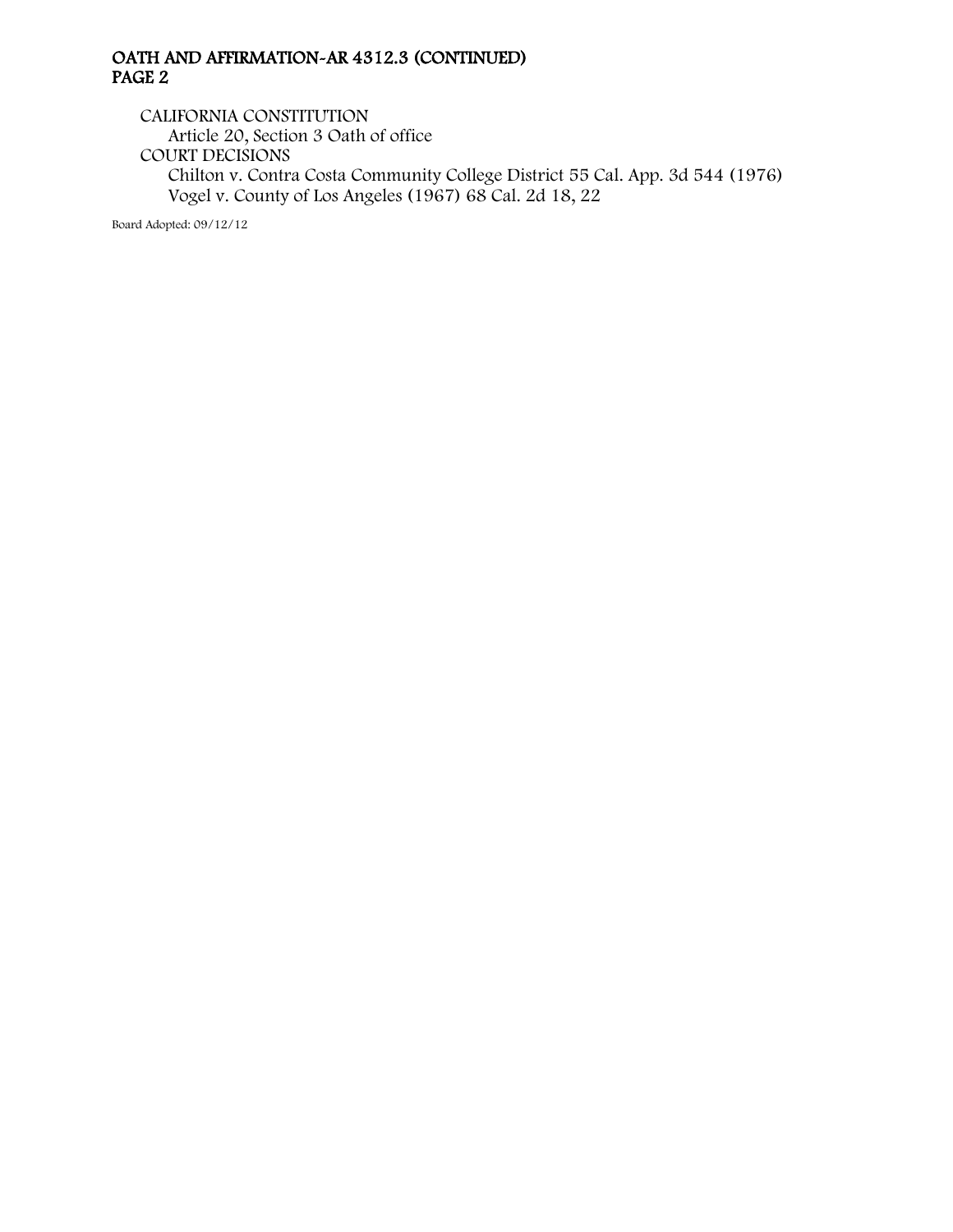CALIFORNIA CONSTITUTION

Article 20, Section 3 Oath of office

COURT DECISIONS

Chilton v. Contra Costa Community College District 55 Cal. App. 3d 544 (1976)

Vogel v. County of Los Angeles (1967) 68 Cal. 2d 18, 22

Board Adopted: 09/12/12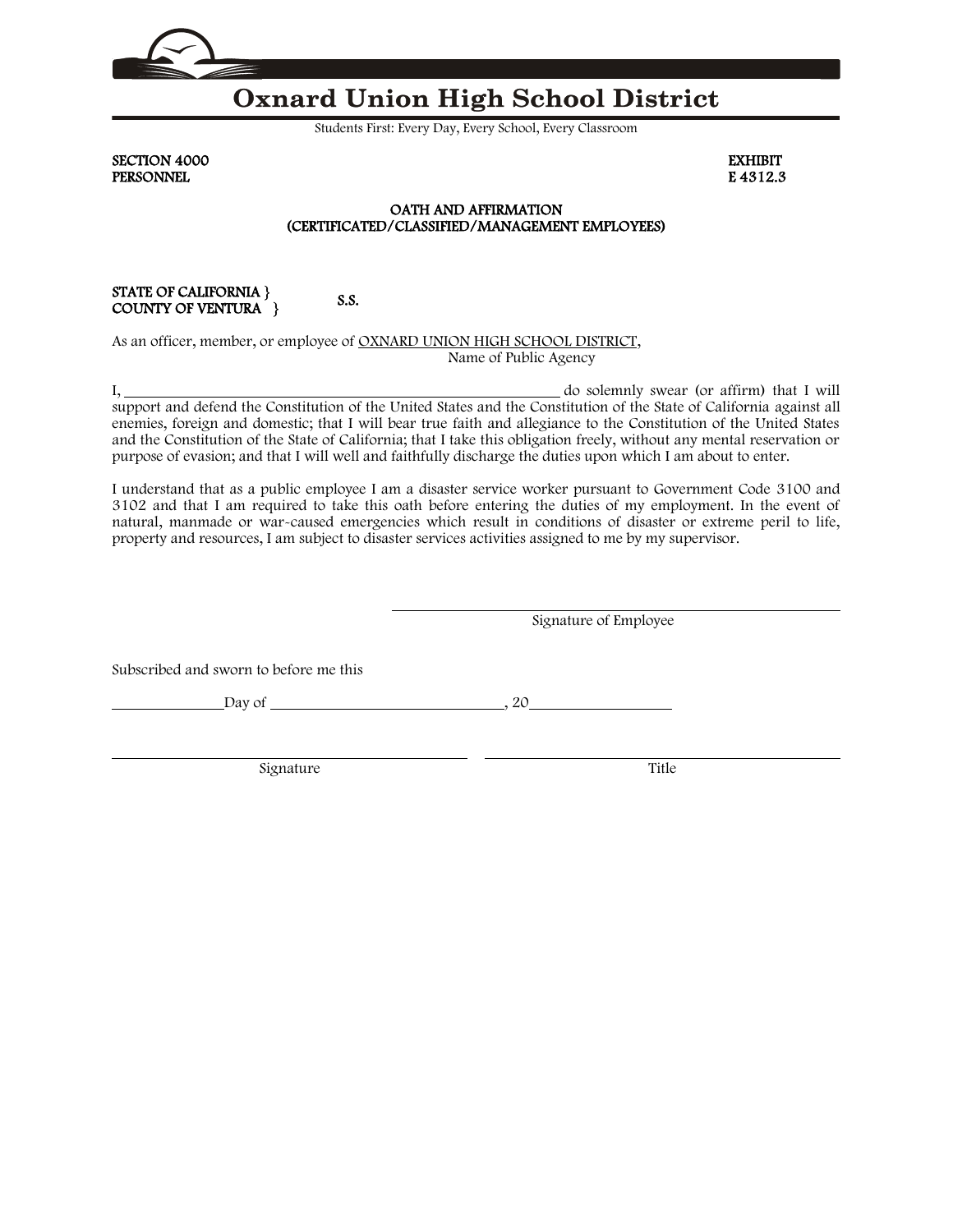# Oxnard Union High School District

Students First: Every Day, Every School, Every Classroom

SECTION 4000
PERSONNEL

EXHIBIT
E 4312.3

## OATH AND AFFIRMATION
## (CERTIFICATED/CLASSIFIED/MANAGEMENT EMPLOYEES)

STATE OF CALIFORNIA }
COUNTY OF VENTURA } S.S.

As an officer, member, or employee of OXNARD UNION HIGH SCHOOL DISTRICT,
Name of Public Agency

I, ______________________________ do solemnly swear (or affirm) that I will support and defend the Constitution of the United States and the Constitution of the State of California against all enemies, foreign and domestic; that I will bear true faith and allegiance to the Constitution of the United States and the Constitution of the State of California; that I take this obligation freely, without any mental reservation or purpose of evasion; and that I will well and faithfully discharge the duties upon which I am about to enter.

I understand that as a public employee I am a disaster service worker pursuant to Government Code 3100 and 3102 and that I am required to take this oath before entering the duties of my employment. In the event of natural, manmade or war-caused emergencies which result in conditions of disaster or extreme peril to life, property and resources, I am subject to disaster services activities assigned to me by my supervisor.

______________________________
Signature of Employee

Subscribed and sworn to before me this

__________ Day of ____________________, 20__________

______________________________ ______________________________
Signature Title